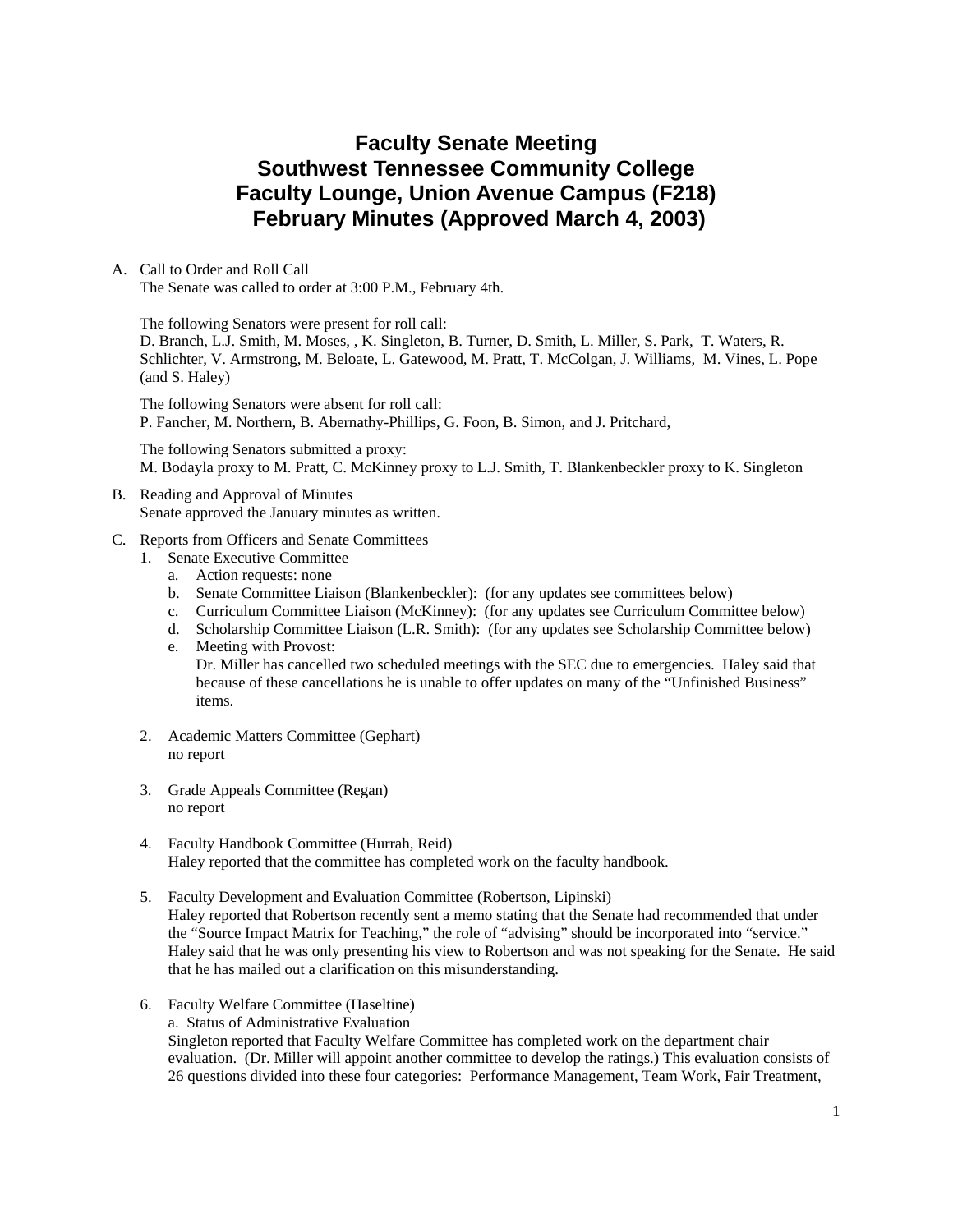# Faculty Senate Meeting
# Southwest Tennessee Community College
# Faculty Lounge, Union Avenue Campus (F218)
# February Minutes (Approved March 4, 2003)

A. Call to Order and Roll Call
   The Senate was called to order at 3:00 P.M., February 4th.

   The following Senators were present for roll call:
   D. Branch, L.J. Smith, M. Moses, , K. Singleton, B. Turner, D. Smith, L. Miller, S. Park, T. Waters, R. Schlichter, V. Armstrong, M. Beloate, L. Gatewood, M. Pratt, T. McColgan, J. Williams, M. Vines, L. Pope (and S. Haley)

   The following Senators were absent for roll call:
   P. Fancher, M. Northern, B. Abernathy-Phillips, G. Foon, B. Simon, and J. Pritchard,

   The following Senators submitted a proxy:
   M. Bodayla proxy to M. Pratt, C. McKinney proxy to L.J. Smith, T. Blankenbeckler proxy to K. Singleton

B. Reading and Approval of Minutes
   Senate approved the January minutes as written.

C. Reports from Officers and Senate Committees
   1. Senate Executive Committee
      a. Action requests: none
      b. Senate Committee Liaison (Blankenbeckler): (for any updates see committees below)
      c. Curriculum Committee Liaison (McKinney): (for any updates see Curriculum Committee below)
      d. Scholarship Committee Liaison (L.R. Smith): (for any updates see Scholarship Committee below)
      e. Meeting with Provost:
         Dr. Miller has cancelled two scheduled meetings with the SEC due to emergencies. Haley said that because of these cancellations he is unable to offer updates on many of the "Unfinished Business" items.

   2. Academic Matters Committee (Gephart)
      no report

   3. Grade Appeals Committee (Regan)
      no report

   4. Faculty Handbook Committee (Hurrah, Reid)
      Haley reported that the committee has completed work on the faculty handbook.

   5. Faculty Development and Evaluation Committee (Robertson, Lipinski)
      Haley reported that Robertson recently sent a memo stating that the Senate had recommended that under the "Source Impact Matrix for Teaching," the role of "advising" should be incorporated into "service." Haley said that he was only presenting his view to Robertson and was not speaking for the Senate. He said that he has mailed out a clarification on this misunderstanding.

   6. Faculty Welfare Committee (Haseltine)
      a. Status of Administrative Evaluation
      Singleton reported that Faculty Welfare Committee has completed work on the department chair evaluation. (Dr. Miller will appoint another committee to develop the ratings.) This evaluation consists of 26 questions divided into these four categories: Performance Management, Team Work, Fair Treatment,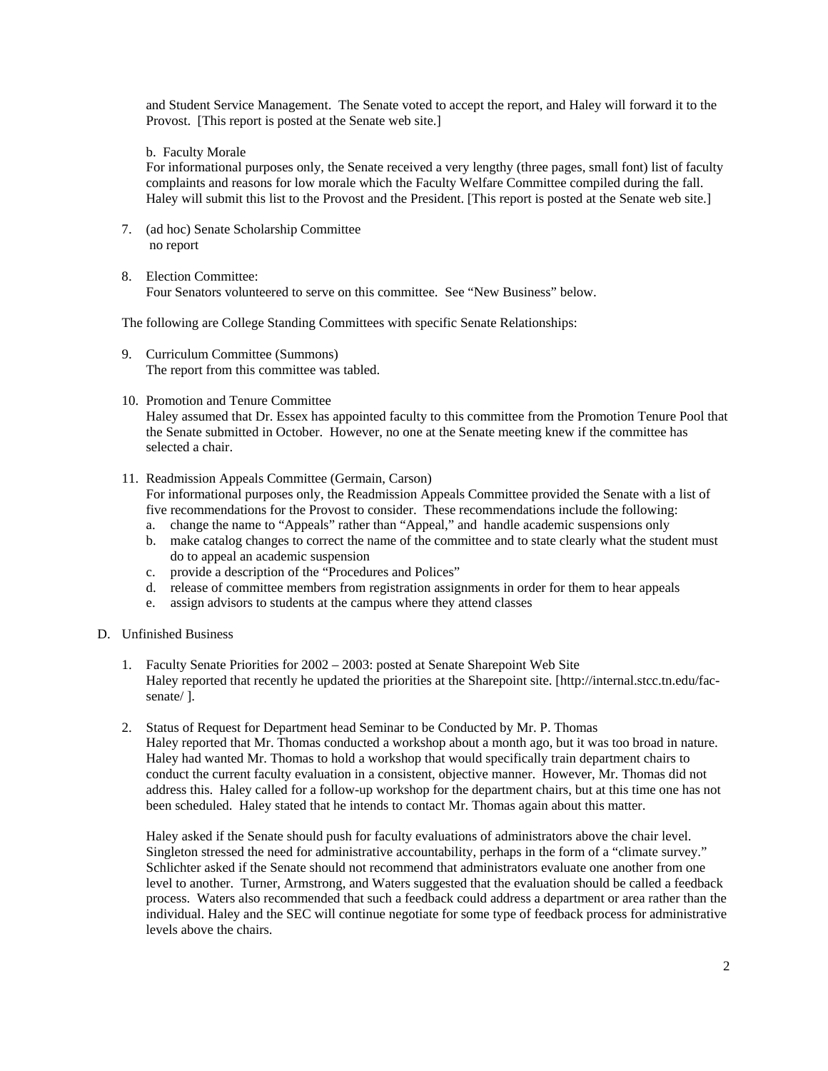and Student Service Management. The Senate voted to accept the report, and Haley will forward it to the Provost. [This report is posted at the Senate web site.]

b. Faculty Morale
For informational purposes only, the Senate received a very lengthy (three pages, small font) list of faculty complaints and reasons for low morale which the Faculty Welfare Committee compiled during the fall. Haley will submit this list to the Provost and the President. [This report is posted at the Senate web site.]

7. (ad hoc) Senate Scholarship Committee
   no report

8. Election Committee:
   Four Senators volunteered to serve on this committee. See "New Business" below.

The following are College Standing Committees with specific Senate Relationships:

9. Curriculum Committee (Summons)
   The report from this committee was tabled.

10. Promotion and Tenure Committee
    Haley assumed that Dr. Essex has appointed faculty to this committee from the Promotion Tenure Pool that the Senate submitted in October. However, no one at the Senate meeting knew if the committee has selected a chair.

11. Readmission Appeals Committee (Germain, Carson)
    For informational purposes only, the Readmission Appeals Committee provided the Senate with a list of five recommendations for the Provost to consider. These recommendations include the following:
    a. change the name to "Appeals" rather than "Appeal," and handle academic suspensions only
    b. make catalog changes to correct the name of the committee and to state clearly what the student must do to appeal an academic suspension
    c. provide a description of the "Procedures and Polices"
    d. release of committee members from registration assignments in order for them to hear appeals
    e. assign advisors to students at the campus where they attend classes

D. Unfinished Business

1. Faculty Senate Priorities for 2002 – 2003: posted at Senate Sharepoint Web Site
   Haley reported that recently he updated the priorities at the Sharepoint site. [http://internal.stcc.tn.edu/fac-senate/ ].

2. Status of Request for Department head Seminar to be Conducted by Mr. P. Thomas
   Haley reported that Mr. Thomas conducted a workshop about a month ago, but it was too broad in nature. Haley had wanted Mr. Thomas to hold a workshop that would specifically train department chairs to conduct the current faculty evaluation in a consistent, objective manner. However, Mr. Thomas did not address this. Haley called for a follow-up workshop for the department chairs, but at this time one has not been scheduled. Haley stated that he intends to contact Mr. Thomas again about this matter.

   Haley asked if the Senate should push for faculty evaluations of administrators above the chair level. Singleton stressed the need for administrative accountability, perhaps in the form of a "climate survey." Schlichter asked if the Senate should not recommend that administrators evaluate one another from one level to another. Turner, Armstrong, and Waters suggested that the evaluation should be called a feedback process. Waters also recommended that such a feedback could address a department or area rather than the individual. Haley and the SEC will continue negotiate for some type of feedback process for administrative levels above the chairs.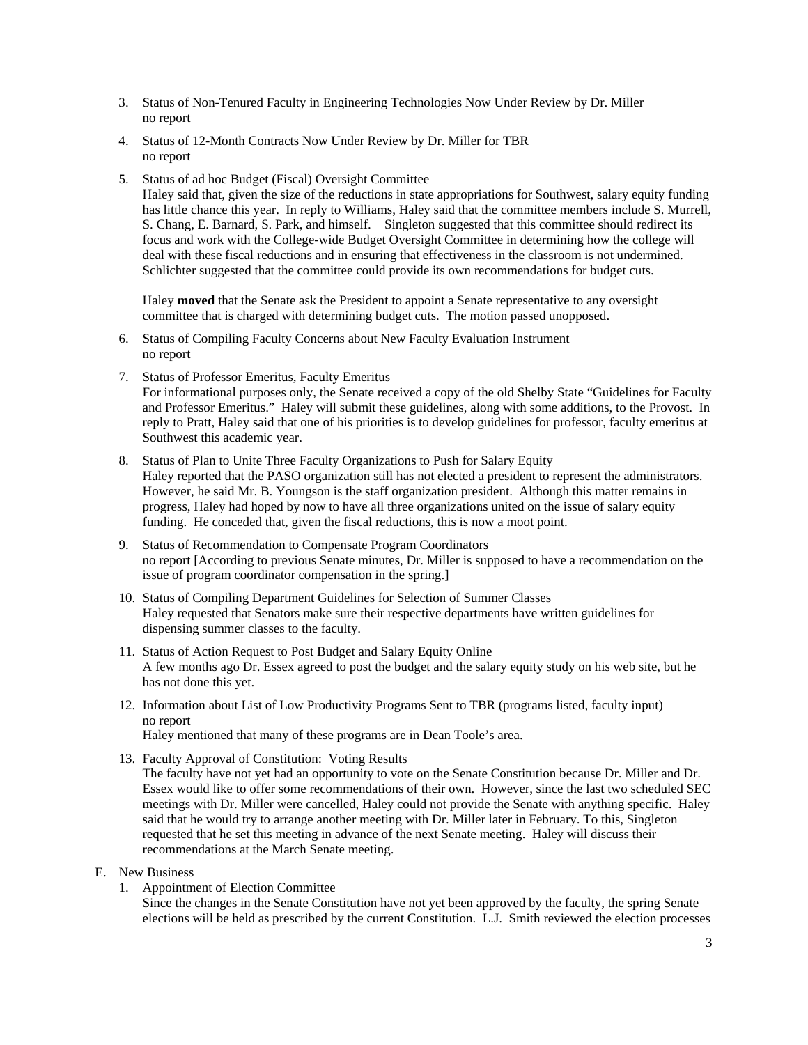3. Status of Non-Tenured Faculty in Engineering Technologies Now Under Review by Dr. Miller
   no report

4. Status of 12-Month Contracts Now Under Review by Dr. Miller for TBR
   no report

5. Status of ad hoc Budget (Fiscal) Oversight Committee
   Haley said that, given the size of the reductions in state appropriations for Southwest, salary equity funding has little chance this year. In reply to Williams, Haley said that the committee members include S. Murrell, S. Chang, E. Barnard, S. Park, and himself. Singleton suggested that this committee should redirect its focus and work with the College-wide Budget Oversight Committee in determining how the college will deal with these fiscal reductions and in ensuring that effectiveness in the classroom is not undermined. Schlichter suggested that the committee could provide its own recommendations for budget cuts.

   Haley **moved** that the Senate ask the President to appoint a Senate representative to any oversight committee that is charged with determining budget cuts. The motion passed unopposed.

6. Status of Compiling Faculty Concerns about New Faculty Evaluation Instrument
   no report

7. Status of Professor Emeritus, Faculty Emeritus
   For informational purposes only, the Senate received a copy of the old Shelby State "Guidelines for Faculty and Professor Emeritus." Haley will submit these guidelines, along with some additions, to the Provost. In reply to Pratt, Haley said that one of his priorities is to develop guidelines for professor, faculty emeritus at Southwest this academic year.

8. Status of Plan to Unite Three Faculty Organizations to Push for Salary Equity
   Haley reported that the PASO organization still has not elected a president to represent the administrators. However, he said Mr. B. Youngson is the staff organization president. Although this matter remains in progress, Haley had hoped by now to have all three organizations united on the issue of salary equity funding. He conceded that, given the fiscal reductions, this is now a moot point.

9. Status of Recommendation to Compensate Program Coordinators
   no report [According to previous Senate minutes, Dr. Miller is supposed to have a recommendation on the issue of program coordinator compensation in the spring.]

10. Status of Compiling Department Guidelines for Selection of Summer Classes
    Haley requested that Senators make sure their respective departments have written guidelines for dispensing summer classes to the faculty.

11. Status of Action Request to Post Budget and Salary Equity Online
    A few months ago Dr. Essex agreed to post the budget and the salary equity study on his web site, but he has not done this yet.

12. Information about List of Low Productivity Programs Sent to TBR (programs listed, faculty input)
    no report
    Haley mentioned that many of these programs are in Dean Toole's area.

13. Faculty Approval of Constitution: Voting Results
    The faculty have not yet had an opportunity to vote on the Senate Constitution because Dr. Miller and Dr. Essex would like to offer some recommendations of their own. However, since the last two scheduled SEC meetings with Dr. Miller were cancelled, Haley could not provide the Senate with anything specific. Haley said that he would try to arrange another meeting with Dr. Miller later in February. To this, Singleton requested that he set this meeting in advance of the next Senate meeting. Haley will discuss their recommendations at the March Senate meeting.

E. New Business

1. Appointment of Election Committee
   Since the changes in the Senate Constitution have not yet been approved by the faculty, the spring Senate elections will be held as prescribed by the current Constitution. L.J. Smith reviewed the election processes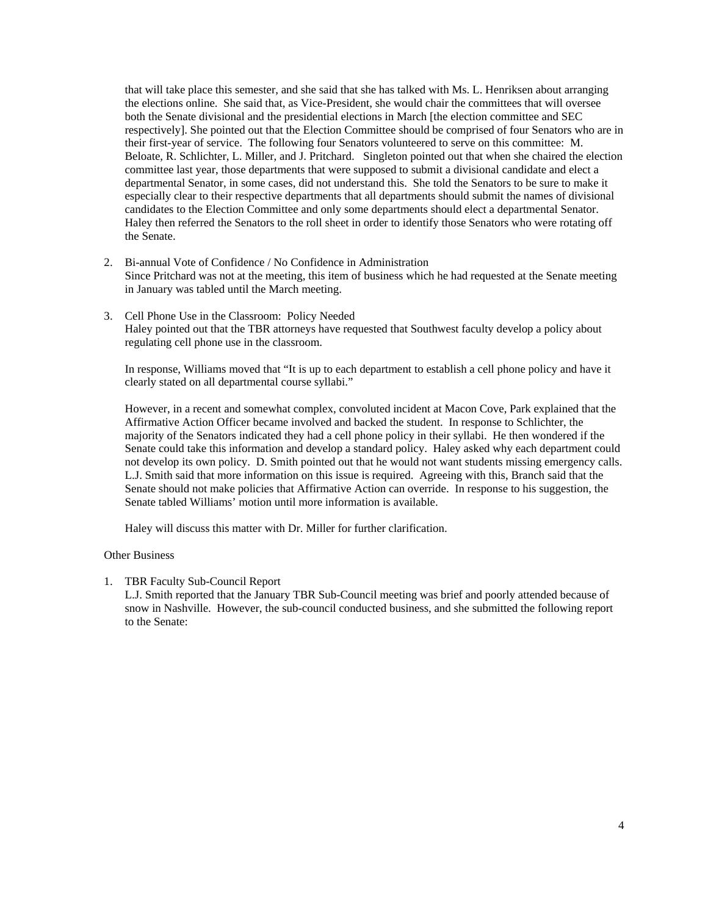that will take place this semester, and she said that she has talked with Ms. L. Henriksen about arranging the elections online. She said that, as Vice-President, she would chair the committees that will oversee both the Senate divisional and the presidential elections in March [the election committee and SEC respectively]. She pointed out that the Election Committee should be comprised of four Senators who are in their first-year of service. The following four Senators volunteered to serve on this committee: M. Beloate, R. Schlichter, L. Miller, and J. Pritchard. Singleton pointed out that when she chaired the election committee last year, those departments that were supposed to submit a divisional candidate and elect a departmental Senator, in some cases, did not understand this. She told the Senators to be sure to make it especially clear to their respective departments that all departments should submit the names of divisional candidates to the Election Committee and only some departments should elect a departmental Senator. Haley then referred the Senators to the roll sheet in order to identify those Senators who were rotating off the Senate.

2. Bi-annual Vote of Confidence / No Confidence in Administration
   Since Pritchard was not at the meeting, this item of business which he had requested at the Senate meeting in January was tabled until the March meeting.

3. Cell Phone Use in the Classroom: Policy Needed
   Haley pointed out that the TBR attorneys have requested that Southwest faculty develop a policy about regulating cell phone use in the classroom.

   In response, Williams moved that "It is up to each department to establish a cell phone policy and have it clearly stated on all departmental course syllabi."

   However, in a recent and somewhat complex, convoluted incident at Macon Cove, Park explained that the Affirmative Action Officer became involved and backed the student. In response to Schlichter, the majority of the Senators indicated they had a cell phone policy in their syllabi. He then wondered if the Senate could take this information and develop a standard policy. Haley asked why each department could not develop its own policy. D. Smith pointed out that he would not want students missing emergency calls. L.J. Smith said that more information on this issue is required. Agreeing with this, Branch said that the Senate should not make policies that Affirmative Action can override. In response to his suggestion, the Senate tabled Williams' motion until more information is available.

   Haley will discuss this matter with Dr. Miller for further clarification.

Other Business

1. TBR Faculty Sub-Council Report
   L.J. Smith reported that the January TBR Sub-Council meeting was brief and poorly attended because of snow in Nashville. However, the sub-council conducted business, and she submitted the following report to the Senate: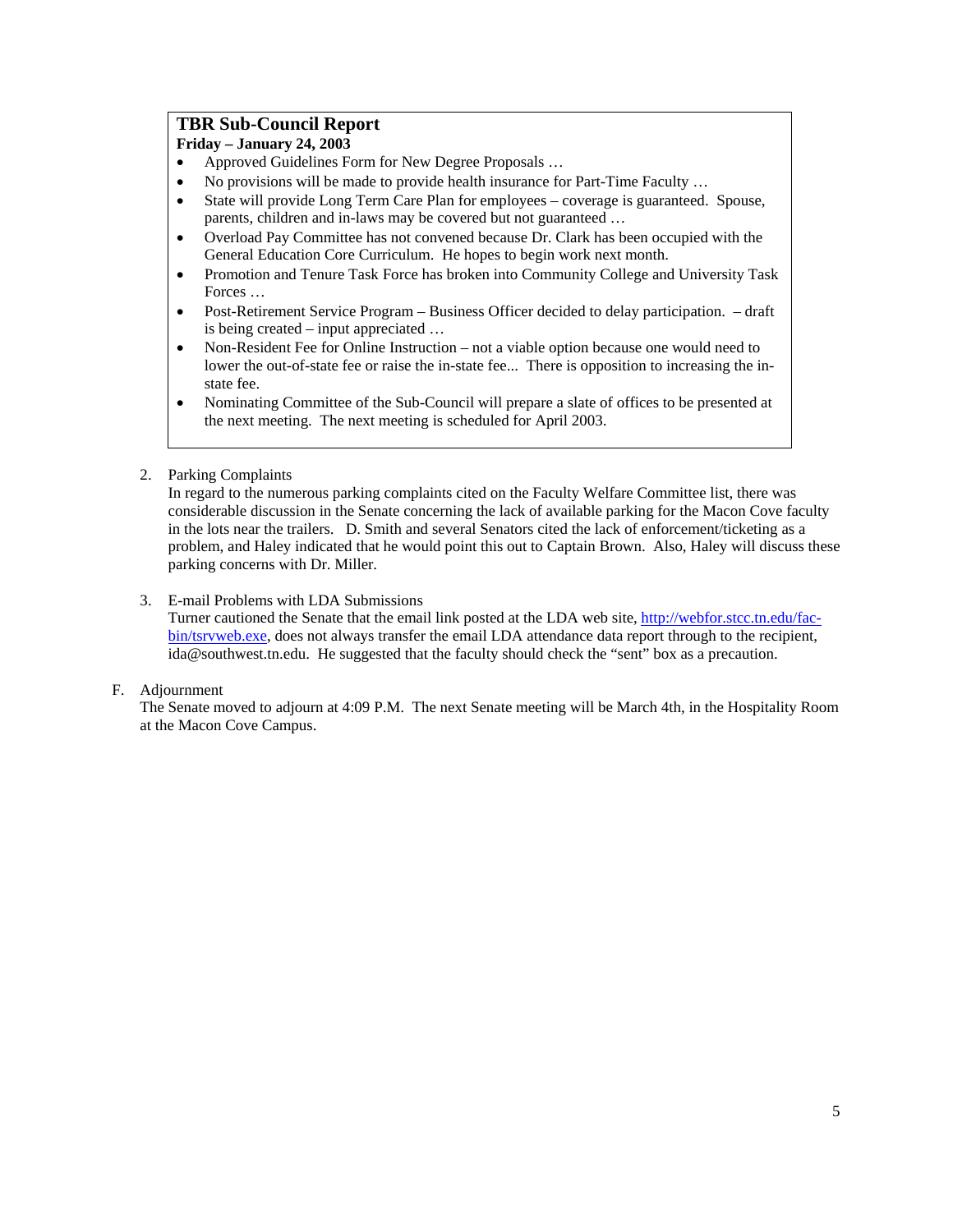**TBR Sub-Council Report**

**Friday – January 24, 2003**

- Approved Guidelines Form for New Degree Proposals …
- No provisions will be made to provide health insurance for Part-Time Faculty …
- State will provide Long Term Care Plan for employees – coverage is guaranteed. Spouse, parents, children and in-laws may be covered but not guaranteed …
- Overload Pay Committee has not convened because Dr. Clark has been occupied with the General Education Core Curriculum. He hopes to begin work next month.
- Promotion and Tenure Task Force has broken into Community College and University Task Forces …
- Post-Retirement Service Program – Business Officer decided to delay participation. – draft is being created – input appreciated …
- Non-Resident Fee for Online Instruction – not a viable option because one would need to lower the out-of-state fee or raise the in-state fee... There is opposition to increasing the in-state fee.
- Nominating Committee of the Sub-Council will prepare a slate of offices to be presented at the next meeting. The next meeting is scheduled for April 2003.

2. Parking Complaints
   In regard to the numerous parking complaints cited on the Faculty Welfare Committee list, there was considerable discussion in the Senate concerning the lack of available parking for the Macon Cove faculty in the lots near the trailers. D. Smith and several Senators cited the lack of enforcement/ticketing as a problem, and Haley indicated that he would point this out to Captain Brown. Also, Haley will discuss these parking concerns with Dr. Miller.

3. E-mail Problems with LDA Submissions
   Turner cautioned the Senate that the email link posted at the LDA web site, http://webfor.stcc.tn.edu/fac-bin/tsrvweb.exe, does not always transfer the email LDA attendance data report through to the recipient, ida@southwest.tn.edu. He suggested that the faculty should check the "sent" box as a precaution.

F. Adjournment
   The Senate moved to adjourn at 4:09 P.M. The next Senate meeting will be March 4th, in the Hospitality Room at the Macon Cove Campus.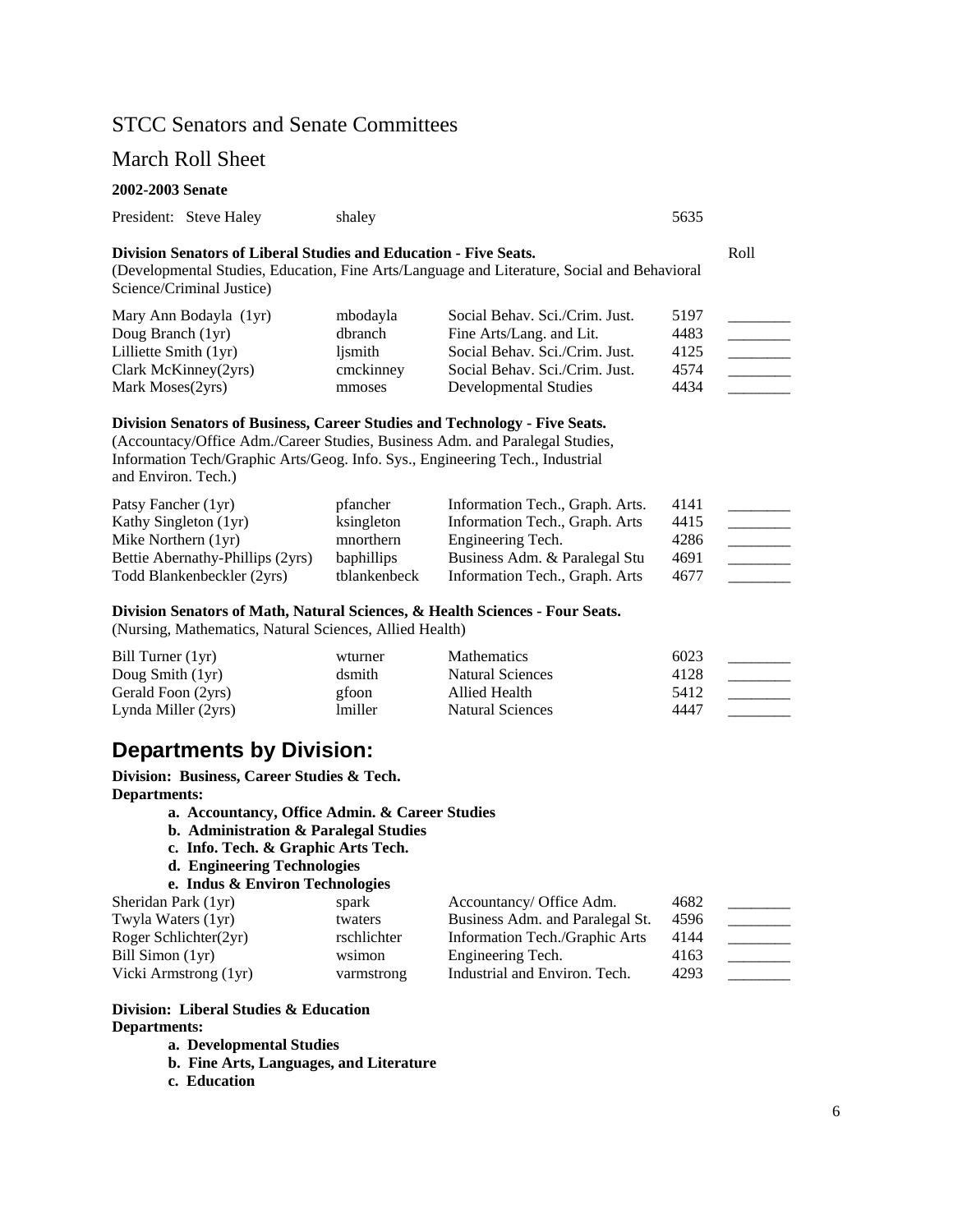## STCC Senators and Senate Committees

## March Roll Sheet

**2002-2003 Senate**

President: Steve Haley shaley 5635

**Division Senators of Liberal Studies and Education - Five Seats.**
(Developmental Studies, Education, Fine Arts/Language and Literature, Social and Behavioral Science/Criminal Justice)

| Name | Email | Department | Ext. | Roll |
|---|---|---|---|---|
| Mary Ann Bodayla (1yr) | mbodayla | Social Behav. Sci./Crim. Just. | 5197 | ________ |
| Doug Branch (1yr) | dbranch | Fine Arts/Lang. and Lit. | 4483 | ________ |
| Lilliette Smith (1yr) | ljsmith | Social Behav. Sci./Crim. Just. | 4125 | ________ |
| Clark McKinney(2yrs) | cmckinney | Social Behav. Sci./Crim. Just. | 4574 | ________ |
| Mark Moses(2yrs) | mmoses | Developmental Studies | 4434 | ________ |

**Division Senators of Business, Career Studies and Technology - Five Seats.**
(Accountacy/Office Adm./Career Studies, Business Adm. and Paralegal Studies, Information Tech/Graphic Arts/Geog. Info. Sys., Engineering Tech., Industrial and Environ. Tech.)

| Name | Email | Department | Ext. | Roll |
|---|---|---|---|---|
| Patsy Fancher (1yr) | pfancher | Information Tech., Graph. Arts. | 4141 | ________ |
| Kathy Singleton (1yr) | ksingleton | Information Tech., Graph. Arts | 4415 | ________ |
| Mike Northern (1yr) | mnorthern | Engineering Tech. | 4286 | ________ |
| Bettie Abernathy-Phillips (2yrs) | baphillips | Business Adm. & Paralegal Stu | 4691 | ________ |
| Todd Blankenbeckler (2yrs) | tblankenbeck | Information Tech., Graph. Arts | 4677 | ________ |

**Division Senators of Math, Natural Sciences, & Health Sciences - Four Seats.**
(Nursing, Mathematics, Natural Sciences, Allied Health)

| Name | Email | Department | Ext. | Roll |
|---|---|---|---|---|
| Bill Turner (1yr) | wturner | Mathematics | 6023 | ________ |
| Doug Smith (1yr) | dsmith | Natural Sciences | 4128 | ________ |
| Gerald Foon (2yrs) | gfoon | Allied Health | 5412 | ________ |
| Lynda Miller (2yrs) | lmiller | Natural Sciences | 4447 | ________ |

# Departments by Division:

**Division: Business, Career Studies & Tech.**
**Departments:**

- **a. Accountancy, Office Admin. & Career Studies**
- **b. Administration & Paralegal Studies**
- **c. Info. Tech. & Graphic Arts Tech.**
- **d. Engineering Technologies**
- **e. Indus & Environ Technologies**

| Name | Email | Department | Ext. | Roll |
|---|---|---|---|---|
| Sheridan Park (1yr) | spark | Accountancy/ Office Adm. | 4682 | ________ |
| Twyla Waters (1yr) | twaters | Business Adm. and Paralegal St. | 4596 | ________ |
| Roger Schlichter(2yr) | rschlichter | Information Tech./Graphic Arts | 4144 | ________ |
| Bill Simon (1yr) | wsimon | Engineering Tech. | 4163 | ________ |
| Vicki Armstrong (1yr) | varmstrong | Industrial and Environ. Tech. | 4293 | ________ |

**Division: Liberal Studies & Education**
**Departments:**

- **a. Developmental Studies**
- **b. Fine Arts, Languages, and Literature**
- **c. Education**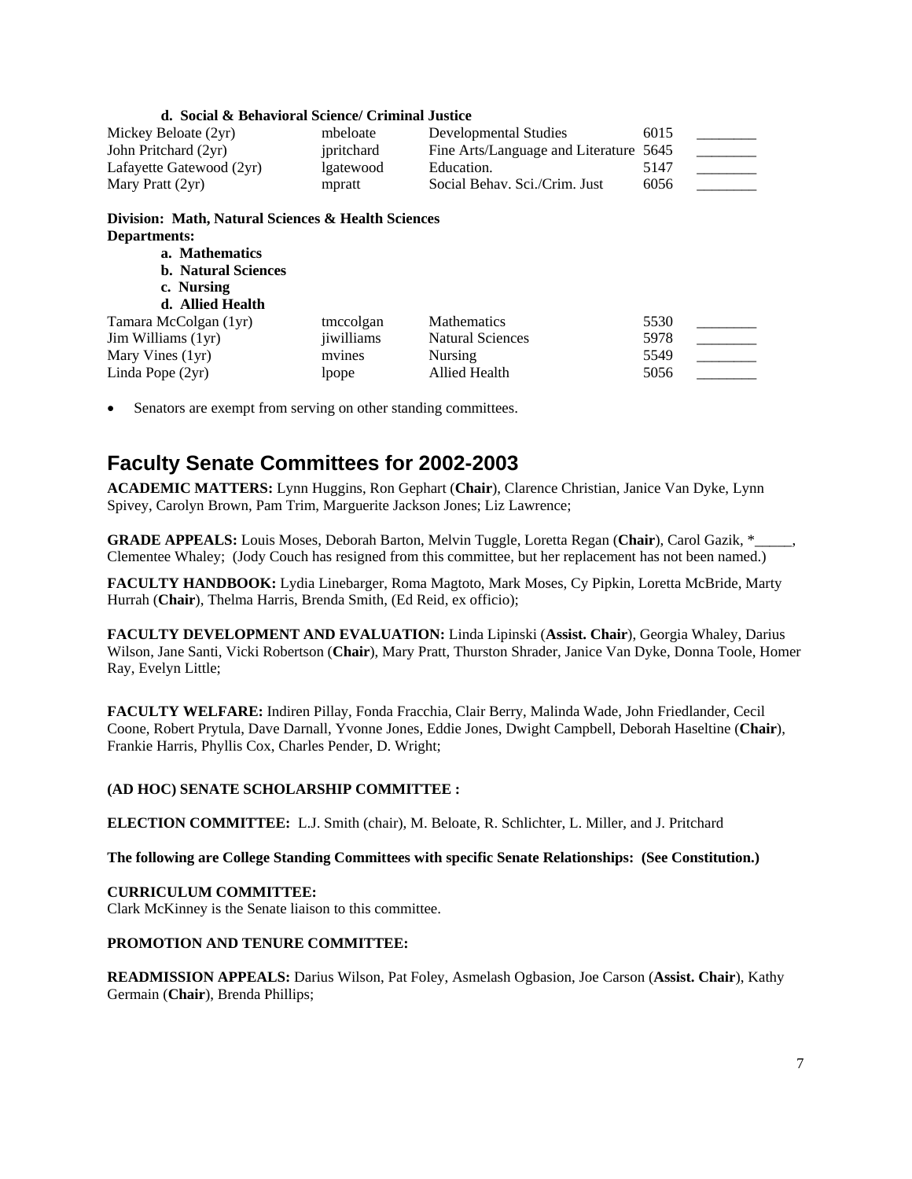**d. Social & Behavioral Science/ Criminal Justice**

| | | | | |
|---|---|---|---|---|
| Mickey Beloate (2yr) | mbeloate | Developmental Studies | 6015 | ________ |
| John Pritchard (2yr) | jpritchard | Fine Arts/Language and Literature | 5645 | ________ |
| Lafayette Gatewood (2yr) | lgatewood | Education. | 5147 | ________ |
| Mary Pratt (2yr) | mpratt | Social Behav. Sci./Crim. Just | 6056 | ________ |

**Division: Math, Natural Sciences & Health Sciences**
**Departments:**

**a. Mathematics**
**b. Natural Sciences**
**c. Nursing**
**d. Allied Health**

| | | | | |
|---|---|---|---|---|
| Tamara McColgan (1yr) | tmccolgan | Mathematics | 5530 | ________ |
| Jim Williams (1yr) | jiwilliams | Natural Sciences | 5978 | ________ |
| Mary Vines (1yr) | mvines | Nursing | 5549 | ________ |
| Linda Pope (2yr) | lpope | Allied Health | 5056 | ________ |

- Senators are exempt from serving on other standing committees.

## Faculty Senate Committees for 2002-2003

**ACADEMIC MATTERS:** Lynn Huggins, Ron Gephart (**Chair**), Clarence Christian, Janice Van Dyke, Lynn Spivey, Carolyn Brown, Pam Trim, Marguerite Jackson Jones; Liz Lawrence;

**GRADE APPEALS:** Louis Moses, Deborah Barton, Melvin Tuggle, Loretta Regan (**Chair**), Carol Gazik, *_____, Clementee Whaley; (Jody Couch has resigned from this committee, but her replacement has not been named.)

**FACULTY HANDBOOK:** Lydia Linebarger, Roma Magtoto, Mark Moses, Cy Pipkin, Loretta McBride, Marty Hurrah (**Chair**), Thelma Harris, Brenda Smith, (Ed Reid, ex officio);

**FACULTY DEVELOPMENT AND EVALUATION:** Linda Lipinski (**Assist. Chair**), Georgia Whaley, Darius Wilson, Jane Santi, Vicki Robertson (**Chair**), Mary Pratt, Thurston Shrader, Janice Van Dyke, Donna Toole, Homer Ray, Evelyn Little;

**FACULTY WELFARE:** Indiren Pillay, Fonda Fracchia, Clair Berry, Malinda Wade, John Friedlander, Cecil Coone, Robert Prytula, Dave Darnall, Yvonne Jones, Eddie Jones, Dwight Campbell, Deborah Haseltine (**Chair**), Frankie Harris, Phyllis Cox, Charles Pender, D. Wright;

**(AD HOC) SENATE SCHOLARSHIP COMMITTEE :**

**ELECTION COMMITTEE:** L.J. Smith (chair), M. Beloate, R. Schlichter, L. Miller, and J. Pritchard

**The following are College Standing Committees with specific Senate Relationships: (See Constitution.)**

**CURRICULUM COMMITTEE:**
Clark McKinney is the Senate liaison to this committee.

**PROMOTION AND TENURE COMMITTEE:**

**READMISSION APPEALS:** Darius Wilson, Pat Foley, Asmelash Ogbasion, Joe Carson (**Assist. Chair**), Kathy Germain (**Chair**), Brenda Phillips;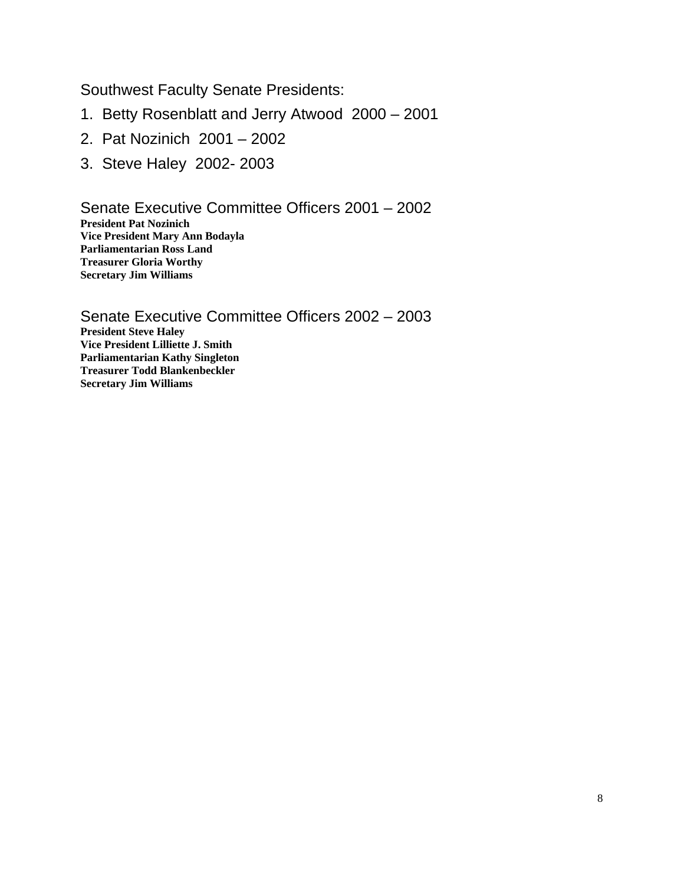Southwest Faculty Senate Presidents:

1. Betty Rosenblatt and Jerry Atwood 2000 – 2001
2. Pat Nozinich 2001 – 2002
3. Steve Haley 2002- 2003

Senate Executive Committee Officers 2001 – 2002

**President Pat Nozinich**
**Vice President Mary Ann Bodayla**
**Parliamentarian Ross Land**
**Treasurer Gloria Worthy**
**Secretary Jim Williams**

Senate Executive Committee Officers 2002 – 2003

**President Steve Haley**
**Vice President Lilliette J. Smith**
**Parliamentarian Kathy Singleton**
**Treasurer Todd Blankenbeckler**
**Secretary Jim Williams**